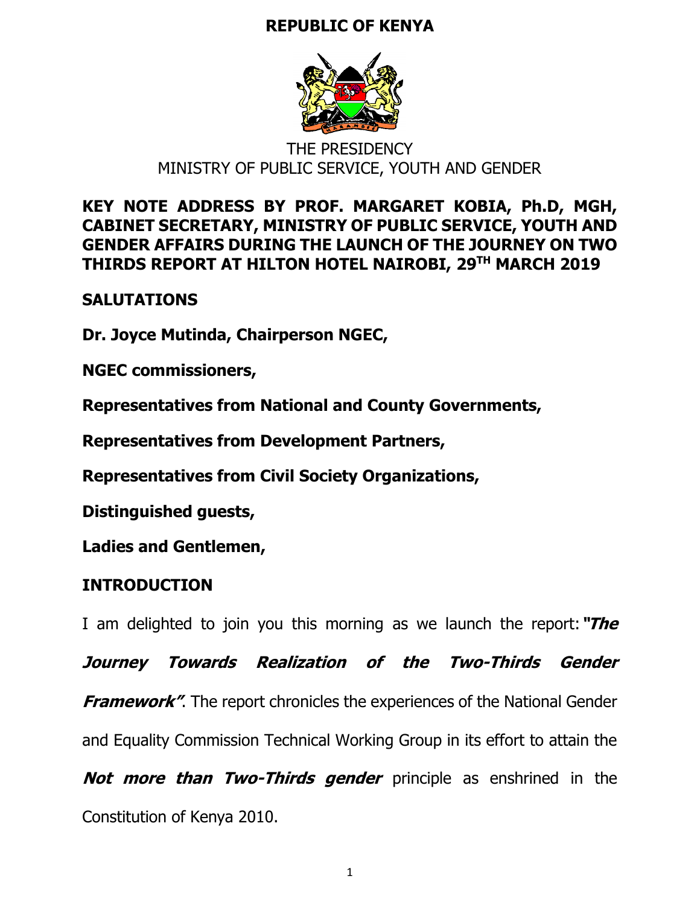# REPUBLIC OF KENYA

THE PRESIDENCY
MINISTRY OF PUBLIC SERVICE, YOUTH AND GENDER

**KEY NOTE ADDRESS BY PROF. MARGARET KOBIA, Ph.D, MGH, CABINET SECRETARY, MINISTRY OF PUBLIC SERVICE, YOUTH AND GENDER AFFAIRS DURING THE LAUNCH OF THE JOURNEY ON TWO THIRDS REPORT AT HILTON HOTEL NAIROBI, 29TH MARCH 2019**

## SALUTATIONS

**Dr. Joyce Mutinda, Chairperson NGEC,**

**NGEC commissioners,**

**Representatives from National and County Governments,**

**Representatives from Development Partners,**

**Representatives from Civil Society Organizations,**

**Distinguished guests,**

**Ladies and Gentlemen,**

## INTRODUCTION

I am delighted to join you this morning as we launch the report: ***"The Journey Towards Realization of the Two-Thirds Gender Framework"***. The report chronicles the experiences of the National Gender and Equality Commission Technical Working Group in its effort to attain the ***Not more than Two-Thirds gender*** principle as enshrined in the Constitution of Kenya 2010.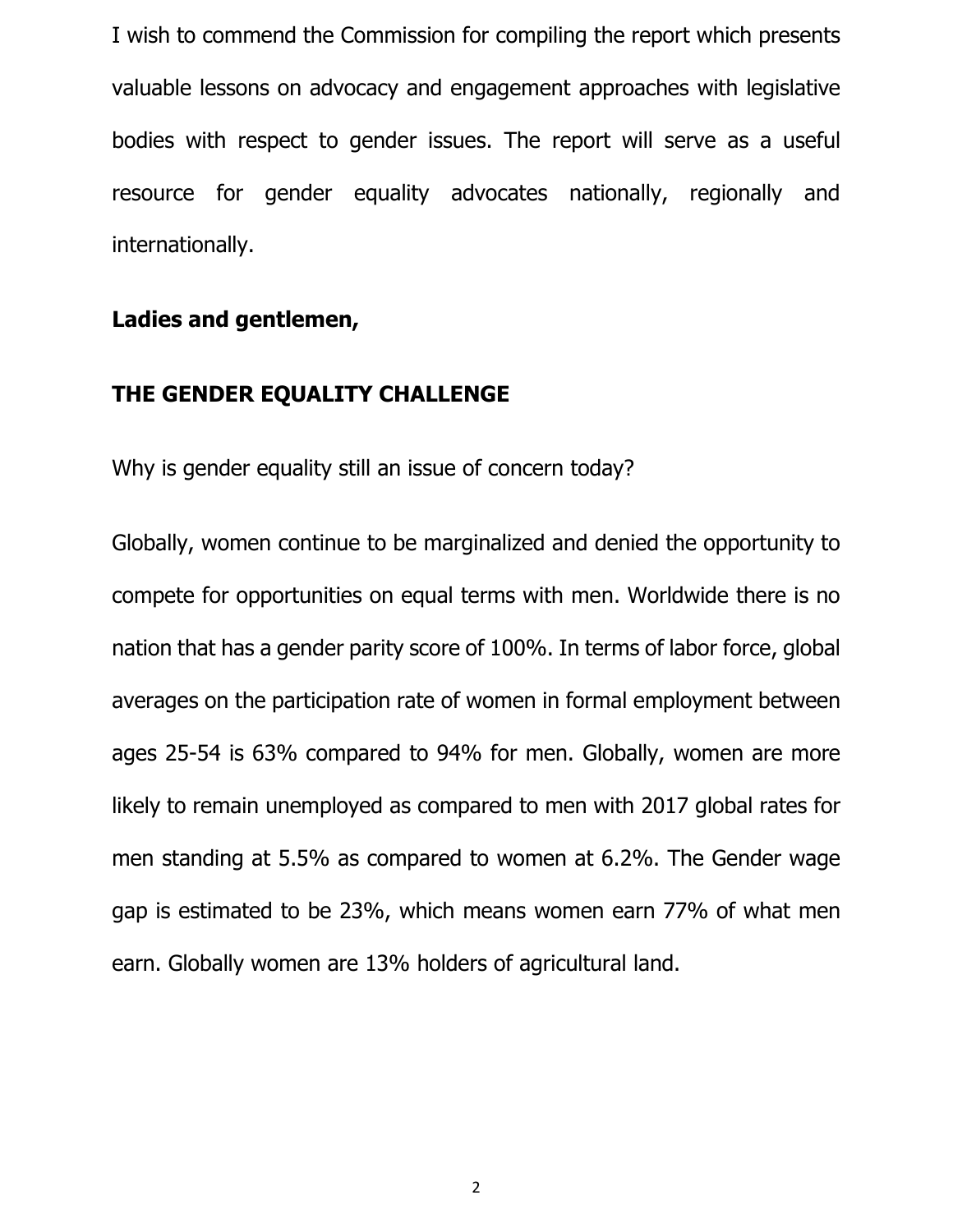I wish to commend the Commission for compiling the report which presents valuable lessons on advocacy and engagement approaches with legislative bodies with respect to gender issues. The report will serve as a useful resource for gender equality advocates nationally, regionally and internationally.

**Ladies and gentlemen,**

## THE GENDER EQUALITY CHALLENGE

Why is gender equality still an issue of concern today?

Globally, women continue to be marginalized and denied the opportunity to compete for opportunities on equal terms with men. Worldwide there is no nation that has a gender parity score of 100%. In terms of labor force, global averages on the participation rate of women in formal employment between ages 25-54 is 63% compared to 94% for men. Globally, women are more likely to remain unemployed as compared to men with 2017 global rates for men standing at 5.5% as compared to women at 6.2%. The Gender wage gap is estimated to be 23%, which means women earn 77% of what men earn. Globally women are 13% holders of agricultural land.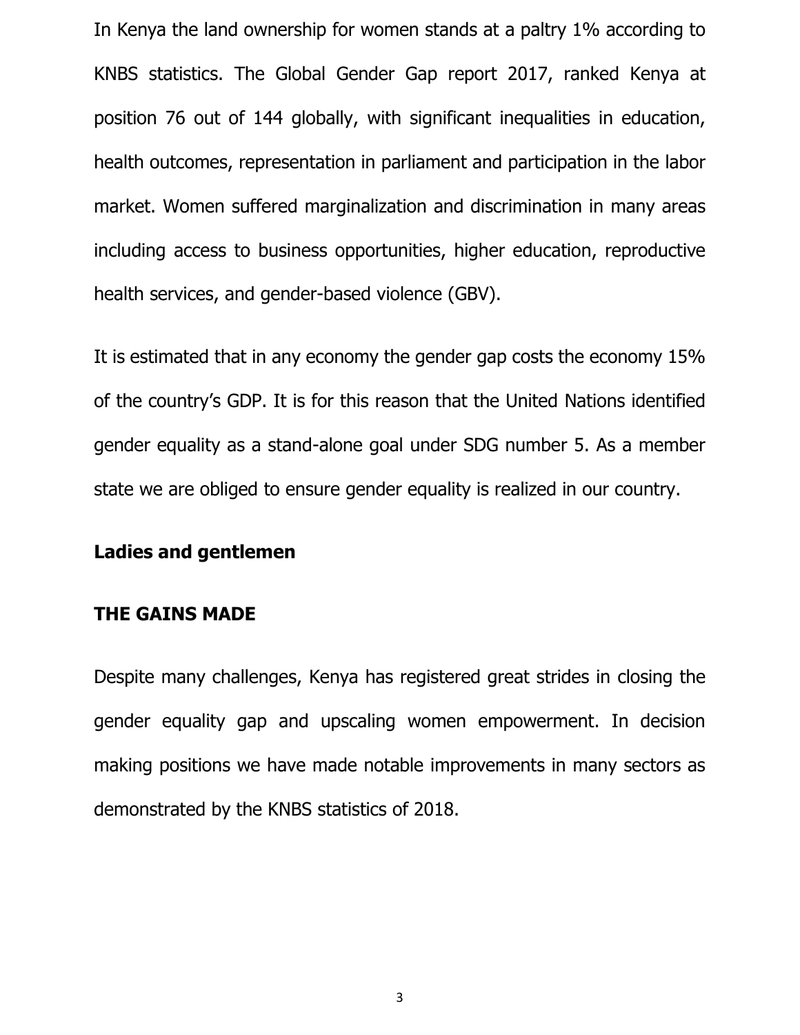In Kenya the land ownership for women stands at a paltry 1% according to KNBS statistics. The Global Gender Gap report 2017, ranked Kenya at position 76 out of 144 globally, with significant inequalities in education, health outcomes, representation in parliament and participation in the labor market. Women suffered marginalization and discrimination in many areas including access to business opportunities, higher education, reproductive health services, and gender-based violence (GBV).

It is estimated that in any economy the gender gap costs the economy 15% of the country's GDP. It is for this reason that the United Nations identified gender equality as a stand-alone goal under SDG number 5. As a member state we are obliged to ensure gender equality is realized in our country.

**Ladies and gentlemen**

**THE GAINS MADE**

Despite many challenges, Kenya has registered great strides in closing the gender equality gap and upscaling women empowerment. In decision making positions we have made notable improvements in many sectors as demonstrated by the KNBS statistics of 2018.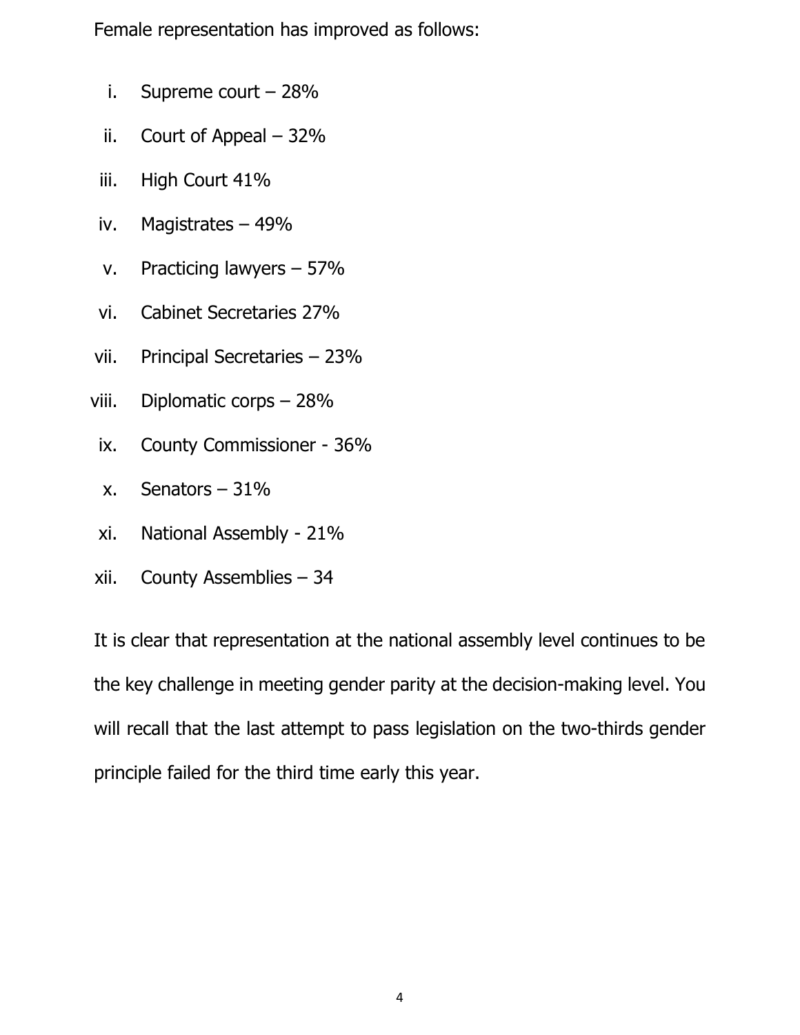Female representation has improved as follows:

i. Supreme court – 28%
ii. Court of Appeal – 32%
iii. High Court 41%
iv. Magistrates – 49%
v. Practicing lawyers – 57%
vi. Cabinet Secretaries 27%
vii. Principal Secretaries – 23%
viii. Diplomatic corps – 28%
ix. County Commissioner - 36%
x. Senators – 31%
xi. National Assembly - 21%
xii. County Assemblies – 34

It is clear that representation at the national assembly level continues to be the key challenge in meeting gender parity at the decision-making level. You will recall that the last attempt to pass legislation on the two-thirds gender principle failed for the third time early this year.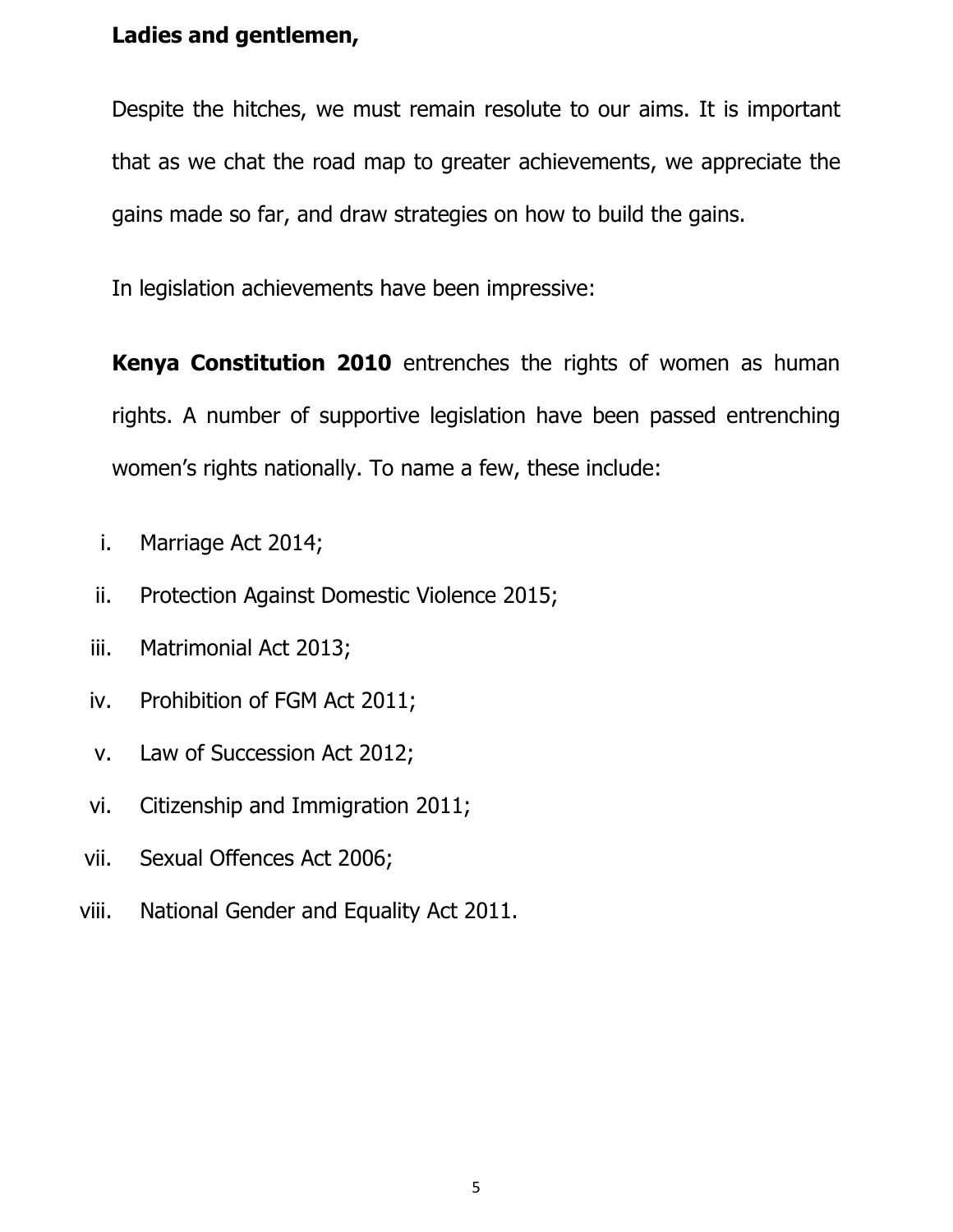**Ladies and gentlemen,**

Despite the hitches, we must remain resolute to our aims. It is important that as we chat the road map to greater achievements, we appreciate the gains made so far, and draw strategies on how to build the gains.

In legislation achievements have been impressive:

**Kenya Constitution 2010** entrenches the rights of women as human rights. A number of supportive legislation have been passed entrenching women's rights nationally. To name a few, these include:

i. Marriage Act 2014;
ii. Protection Against Domestic Violence 2015;
iii. Matrimonial Act 2013;
iv. Prohibition of FGM Act 2011;
v. Law of Succession Act 2012;
vi. Citizenship and Immigration 2011;
vii. Sexual Offences Act 2006;
viii. National Gender and Equality Act 2011.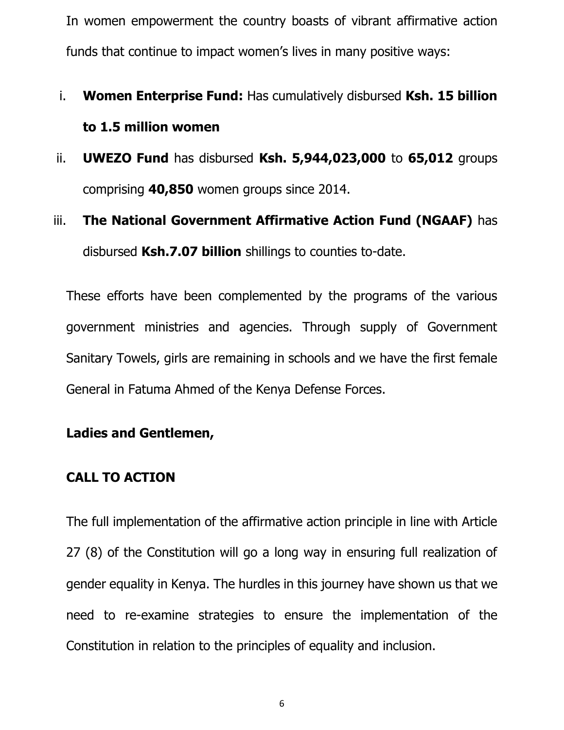In women empowerment the country boasts of vibrant affirmative action funds that continue to impact women's lives in many positive ways:

i. **Women Enterprise Fund:** Has cumulatively disbursed **Ksh. 15 billion to 1.5 million women**

ii. **UWEZO Fund** has disbursed **Ksh. 5,944,023,000** to **65,012** groups comprising **40,850** women groups since 2014.

iii. **The National Government Affirmative Action Fund (NGAAF)** has disbursed **Ksh.7.07 billion** shillings to counties to-date.

These efforts have been complemented by the programs of the various government ministries and agencies. Through supply of Government Sanitary Towels, girls are remaining in schools and we have the first female General in Fatuma Ahmed of the Kenya Defense Forces.

**Ladies and Gentlemen,**

**CALL TO ACTION**

The full implementation of the affirmative action principle in line with Article 27 (8) of the Constitution will go a long way in ensuring full realization of gender equality in Kenya. The hurdles in this journey have shown us that we need to re-examine strategies to ensure the implementation of the Constitution in relation to the principles of equality and inclusion.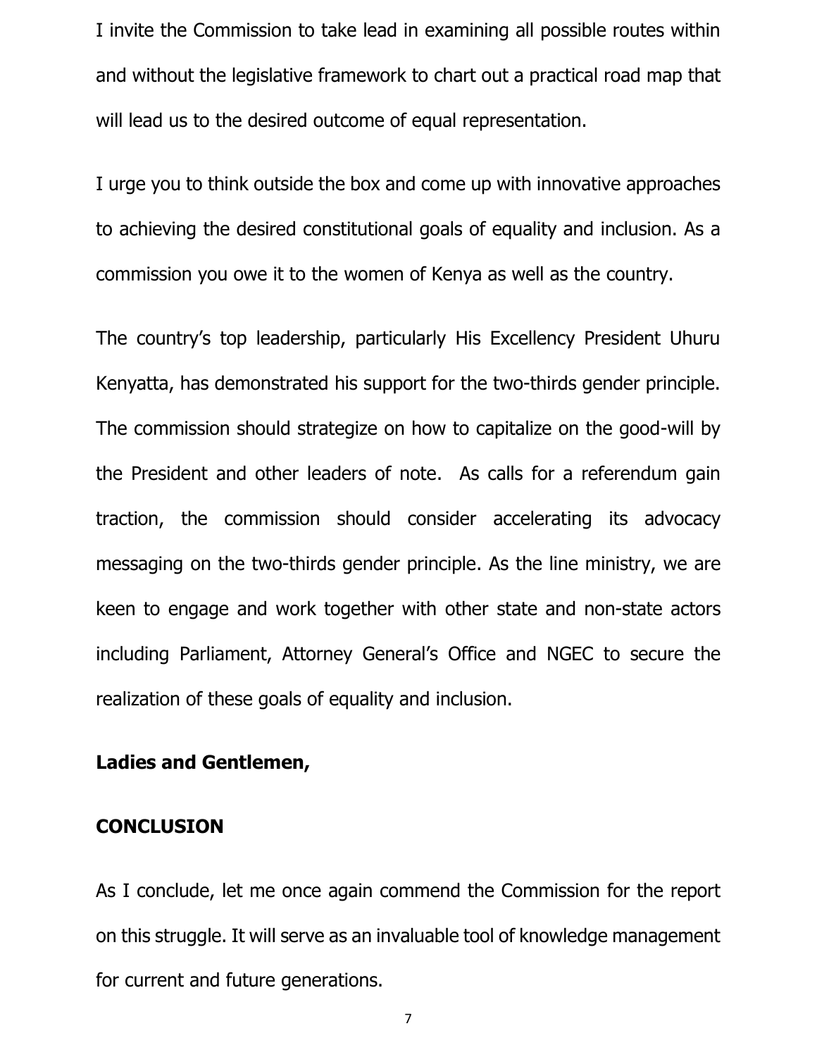I invite the Commission to take lead in examining all possible routes within and without the legislative framework to chart out a practical road map that will lead us to the desired outcome of equal representation.

I urge you to think outside the box and come up with innovative approaches to achieving the desired constitutional goals of equality and inclusion. As a commission you owe it to the women of Kenya as well as the country.

The country's top leadership, particularly His Excellency President Uhuru Kenyatta, has demonstrated his support for the two-thirds gender principle. The commission should strategize on how to capitalize on the good-will by the President and other leaders of note. As calls for a referendum gain traction, the commission should consider accelerating its advocacy messaging on the two-thirds gender principle. As the line ministry, we are keen to engage and work together with other state and non-state actors including Parliament, Attorney General's Office and NGEC to secure the realization of these goals of equality and inclusion.

**Ladies and Gentlemen,**

## CONCLUSION

As I conclude, let me once again commend the Commission for the report on this struggle. It will serve as an invaluable tool of knowledge management for current and future generations.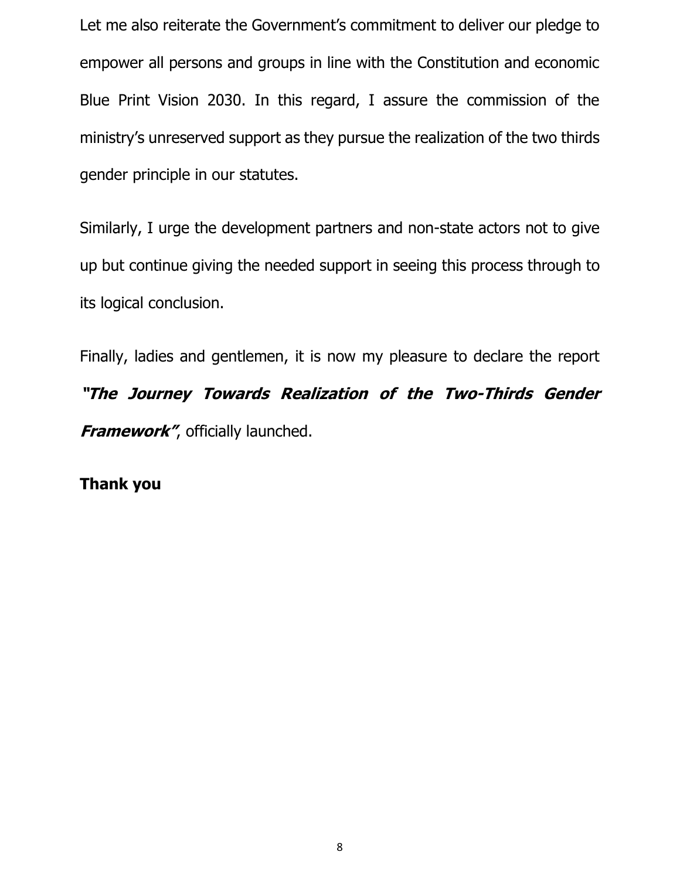Let me also reiterate the Government's commitment to deliver our pledge to empower all persons and groups in line with the Constitution and economic Blue Print Vision 2030. In this regard, I assure the commission of the ministry's unreserved support as they pursue the realization of the two thirds gender principle in our statutes.

Similarly, I urge the development partners and non-state actors not to give up but continue giving the needed support in seeing this process through to its logical conclusion.

Finally, ladies and gentlemen, it is now my pleasure to declare the report ***"The Journey Towards Realization of the Two-Thirds Gender Framework"***, officially launched.

**Thank you**